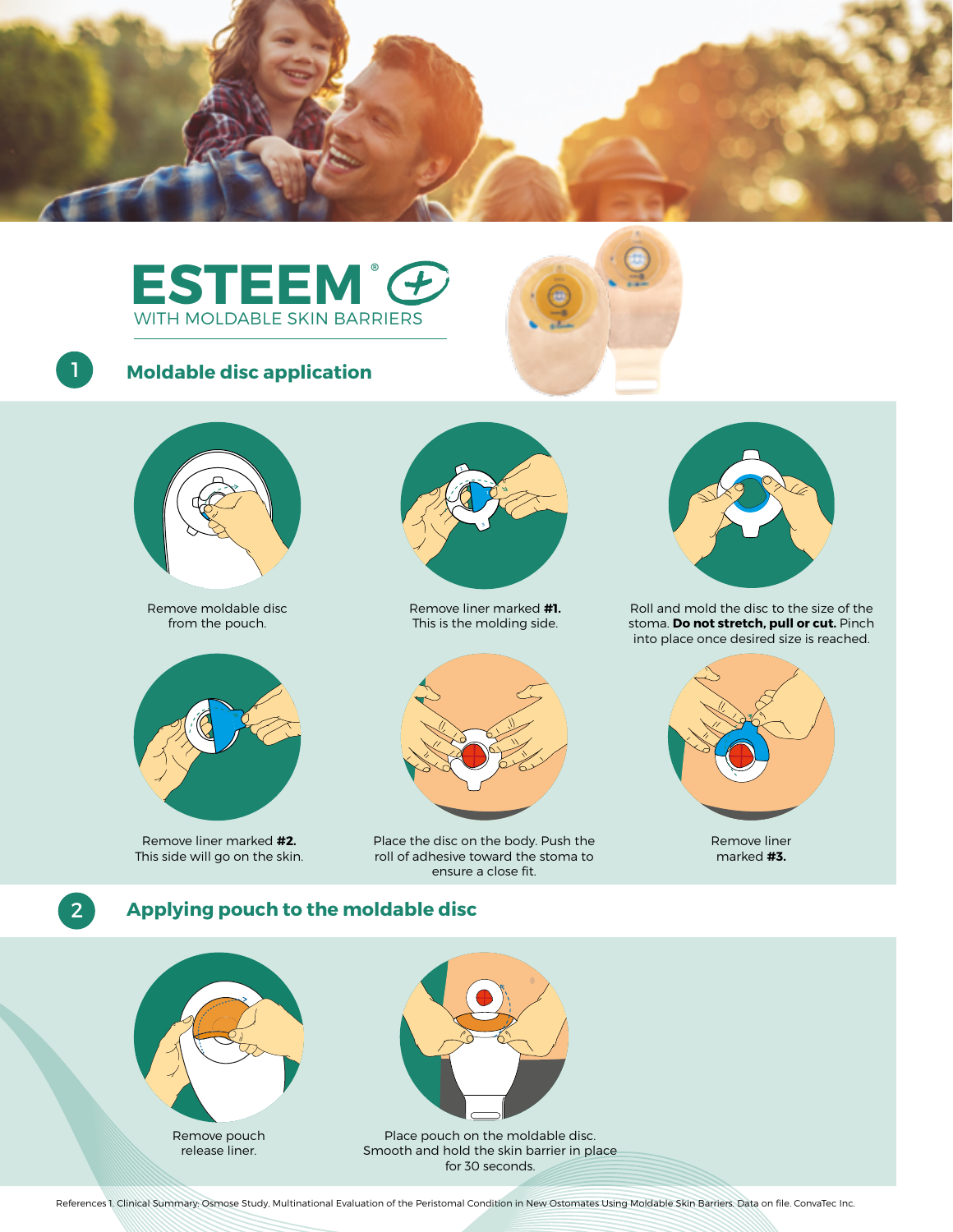# ESTEEM® +

WITH MOLDABLE SKIN BARRIERS

## 1 Moldable disc application

Remove moldable disc from the pouch.

Remove liner marked **#1.** This is the molding side.

Roll and mold the disc to the size of the stoma. **Do not stretch, pull or cut.** Pinch into place once desired size is reached.

Remove liner marked **#2.** This side will go on the skin.

Place the disc on the body. Push the roll of adhesive toward the stoma to ensure a close fit.

Remove liner marked **#3.**

## 2 Applying pouch to the moldable disc

Remove pouch release liner.

Place pouch on the moldable disc. Smooth and hold the skin barrier in place for 30 seconds.

References 1. Clinical Summary: Osmose Study, Multinational Evaluation of the Peristomal Condition in New Ostomates Using Moldable Skin Barriers. Data on file. ConvaTec Inc.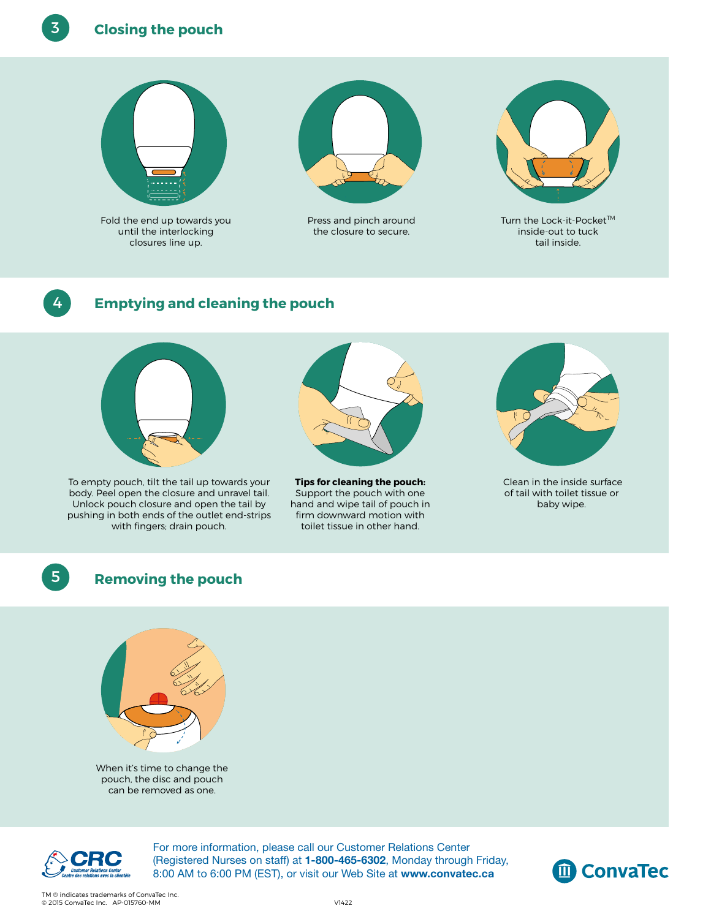## 3 Closing the pouch

Fold the end up towards you until the interlocking closures line up.

Press and pinch around the closure to secure.

Turn the Lock-it-Pocket™ inside-out to tuck tail inside.

## 4 Emptying and cleaning the pouch

To empty pouch, tilt the tail up towards your body. Peel open the closure and unravel tail. Unlock pouch closure and open the tail by pushing in both ends of the outlet end-strips with fingers; drain pouch.

**Tips for cleaning the pouch:** Support the pouch with one hand and wipe tail of pouch in firm downward motion with toilet tissue in other hand.

Clean in the inside surface of tail with toilet tissue or baby wipe.

## 5 Removing the pouch

When it's time to change the pouch, the disc and pouch can be removed as one.

CRC Customer Relations Center / Centre des relations avec la clientèle

For more information, please call our Customer Relations Center (Registered Nurses on staff) at **1-800-465-6302**, Monday through Friday, 8:00 AM to 6:00 PM (EST), or visit our Web Site at **www.convatec.ca**

ConvaTec

TM ® indicates trademarks of ConvaTec Inc.
© 2015 ConvaTec Inc. AP-015760-MM

V1422